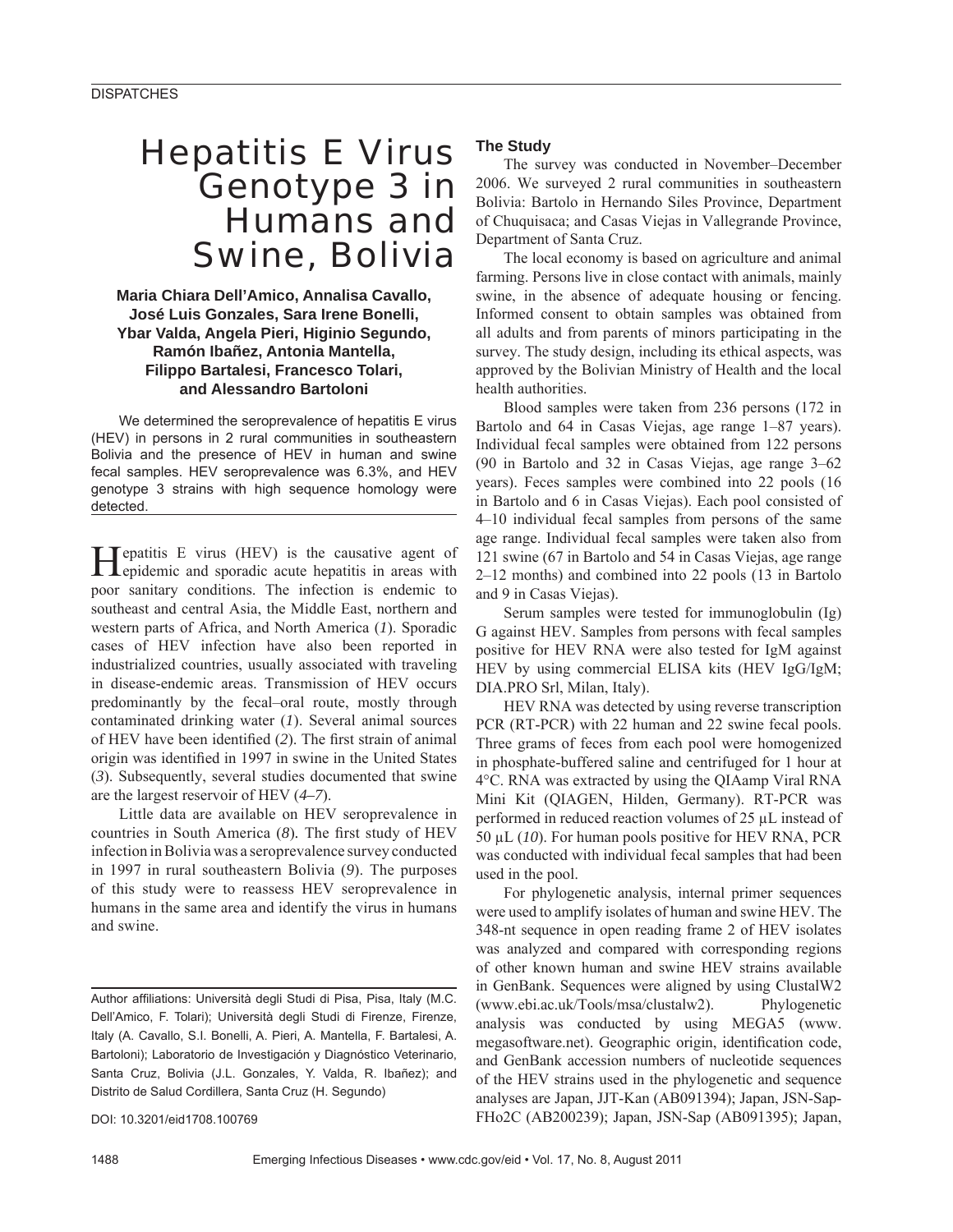# Hepatitis E Virus Genotype 3 in Humans and Swine, Bolivia

**Maria Chiara Dell'Amico, Annalisa Cavallo, José Luis Gonzales, Sara Irene Bonelli, Ybar Valda, Angela Pieri, Higinio Segundo, Ramón Ibañez, Antonia Mantella, Filippo Bartalesi, Francesco Tolari, and Alessandro Bartoloni**

We determined the seroprevalence of hepatitis E virus (HEV) in persons in 2 rural communities in southeastern Bolivia and the presence of HEV in human and swine fecal samples. HEV seroprevalence was 6.3%, and HEV genotype 3 strains with high sequence homology were detected.

Hepatitis E virus (HEV) is the causative agent of epidemic and sporadic acute hepatitis in areas with poor sanitary conditions. The infection is endemic to southeast and central Asia, the Middle East, northern and western parts of Africa, and North America (*1*). Sporadic cases of HEV infection have also been reported in industrialized countries, usually associated with traveling in disease-endemic areas. Transmission of HEV occurs predominantly by the fecal–oral route, mostly through contaminated drinking water (*1*). Several animal sources of HEV have been identified (*2*). The first strain of animal origin was identified in 1997 in swine in the United States (*3*). Subsequently, several studies documented that swine are the largest reservoir of HEV (*4–7*).

Little data are available on HEV seroprevalence in countries in South America (*8*). The first study of HEV infection in Bolivia was a seroprevalence survey conducted in 1997 in rural southeastern Bolivia (*9*). The purposes of this study were to reassess HEV seroprevalence in humans in the same area and identify the virus in humans and swine.

Author affiliations: Università degli Studi di Pisa, Pisa, Italy (M.C. Dell'Amico, F. Tolari); Università degli Studi di Firenze, Firenze, Italy (A. Cavallo, S.I. Bonelli, A. Pieri, A. Mantella, F. Bartalesi, A. Bartoloni); Laboratorio de Investigación y Diagnóstico Veterinario, Santa Cruz, Bolivia (J.L. Gonzales, Y. Valda, R. Ibañez); and Distrito de Salud Cordillera, Santa Cruz (H. Segundo)

DOI: 10.3201/eid1708.100769

## The Study

The survey was conducted in November–December 2006. We surveyed 2 rural communities in southeastern Bolivia: Bartolo in Hernando Siles Province, Department of Chuquisaca; and Casas Viejas in Vallegrande Province, Department of Santa Cruz.

The local economy is based on agriculture and animal farming. Persons live in close contact with animals, mainly swine, in the absence of adequate housing or fencing. Informed consent to obtain samples was obtained from all adults and from parents of minors participating in the survey. The study design, including its ethical aspects, was approved by the Bolivian Ministry of Health and the local health authorities.

Blood samples were taken from 236 persons (172 in Bartolo and 64 in Casas Viejas, age range 1–87 years). Individual fecal samples were obtained from 122 persons (90 in Bartolo and 32 in Casas Viejas, age range 3–62 years). Feces samples were combined into 22 pools (16 in Bartolo and 6 in Casas Viejas). Each pool consisted of 4–10 individual fecal samples from persons of the same age range. Individual fecal samples were taken also from 121 swine (67 in Bartolo and 54 in Casas Viejas, age range 2–12 months) and combined into 22 pools (13 in Bartolo and 9 in Casas Viejas).

Serum samples were tested for immunoglobulin (Ig) G against HEV. Samples from persons with fecal samples positive for HEV RNA were also tested for IgM against HEV by using commercial ELISA kits (HEV IgG/IgM; DIA.PRO Srl, Milan, Italy).

HEV RNA was detected by using reverse transcription PCR (RT-PCR) with 22 human and 22 swine fecal pools. Three grams of feces from each pool were homogenized in phosphate-buffered saline and centrifuged for 1 hour at 4°C. RNA was extracted by using the QIAamp Viral RNA Mini Kit (QIAGEN, Hilden, Germany). RT-PCR was performed in reduced reaction volumes of 25 µL instead of 50 µL (*10*). For human pools positive for HEV RNA, PCR was conducted with individual fecal samples that had been used in the pool.

For phylogenetic analysis, internal primer sequences were used to amplify isolates of human and swine HEV. The 348-nt sequence in open reading frame 2 of HEV isolates was analyzed and compared with corresponding regions of other known human and swine HEV strains available in GenBank. Sequences were aligned by using ClustalW2 (www.ebi.ac.uk/Tools/msa/clustalw2). Phylogenetic analysis was conducted by using MEGA5 (www.megasoftware.net). Geographic origin, identification code, and GenBank accession numbers of nucleotide sequences of the HEV strains used in the phylogenetic and sequence analyses are Japan, JJT-Kan (AB091394); Japan, JSN-Sap-FHo2C (AB200239); Japan, JSN-Sap (AB091395); Japan,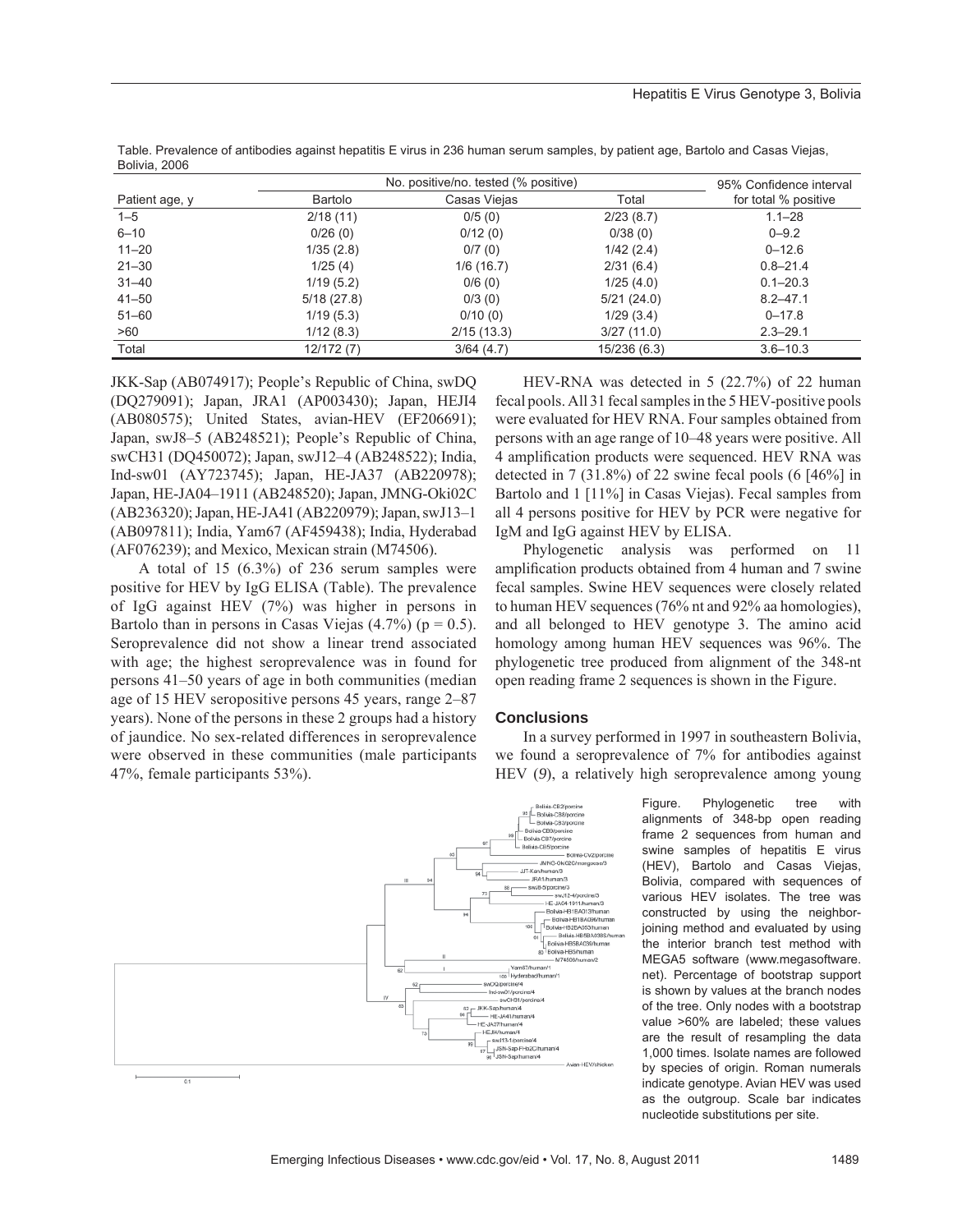Table. Prevalence of antibodies against hepatitis E virus in 236 human serum samples, by patient age, Bartolo and Casas Viejas, Bolivia, 2006

| Patient age, y | No. positive/no. tested (% positive) | | | 95% Confidence interval for total % positive |
|---|---|---|---|---|
| | Bartolo | Casas Viejas | Total | |
| 1–5 | 2/18 (11) | 0/5 (0) | 2/23 (8.7) | 1.1–28 |
| 6–10 | 0/26 (0) | 0/12 (0) | 0/38 (0) | 0–9.2 |
| 11–20 | 1/35 (2.8) | 0/7 (0) | 1/42 (2.4) | 0–12.6 |
| 21–30 | 1/25 (4) | 1/6 (16.7) | 2/31 (6.4) | 0.8–21.4 |
| 31–40 | 1/19 (5.2) | 0/6 (0) | 1/25 (4.0) | 0.1–20.3 |
| 41–50 | 5/18 (27.8) | 0/3 (0) | 5/21 (24.0) | 8.2–47.1 |
| 51–60 | 1/19 (5.3) | 0/10 (0) | 1/29 (3.4) | 0–17.8 |
| >60 | 1/12 (8.3) | 2/15 (13.3) | 3/27 (11.0) | 2.3–29.1 |
| Total | 12/172 (7) | 3/64 (4.7) | 15/236 (6.3) | 3.6–10.3 |

JKK-Sap (AB074917); People's Republic of China, swDQ (DQ279091); Japan, JRA1 (AP003430); Japan, HEJI4 (AB080575); United States, avian-HEV (EF206691); Japan, swJ8–5 (AB248521); People's Republic of China, swCH31 (DQ450072); Japan, swJ12–4 (AB248522); India, Ind-sw01 (AY723745); Japan, HE-JA37 (AB220978); Japan, HE-JA04–1911 (AB248520); Japan, JMNG-Oki02C (AB236320); Japan, HE-JA41 (AB220979); Japan, swJ13–1 (AB097811); India, Yam67 (AF459438); India, Hyderabad (AF076239); and Mexico, Mexican strain (M74506).

A total of 15 (6.3%) of 236 serum samples were positive for HEV by IgG ELISA (Table). The prevalence of IgG against HEV (7%) was higher in persons in Bartolo than in persons in Casas Viejas (4.7%) ($p = 0.5$). Seroprevalence did not show a linear trend associated with age; the highest seroprevalence was in found for persons 41–50 years of age in both communities (median age of 15 HEV seropositive persons 45 years, range 2–87 years). None of the persons in these 2 groups had a history of jaundice. No sex-related differences in seroprevalence were observed in these communities (male participants 47%, female participants 53%).

HEV-RNA was detected in 5 (22.7%) of 22 human fecal pools. All 31 fecal samples in the 5 HEV-positive pools were evaluated for HEV RNA. Four samples obtained from persons with an age range of 10–48 years were positive. All 4 amplification products were sequenced. HEV RNA was detected in 7 (31.8%) of 22 swine fecal pools (6 [46%] in Bartolo and 1 [11%] in Casas Viejas). Fecal samples from all 4 persons positive for HEV by PCR were negative for IgM and IgG against HEV by ELISA.

Phylogenetic analysis was performed on 11 amplification products obtained from 4 human and 7 swine fecal samples. Swine HEV sequences were closely related to human HEV sequences (76% nt and 92% aa homologies), and all belonged to HEV genotype 3. The amino acid homology among human HEV sequences was 96%. The phylogenetic tree produced from alignment of the 348-nt open reading frame 2 sequences is shown in the Figure.

## Conclusions

In a survey performed in 1997 in southeastern Bolivia, we found a seroprevalence of 7% for antibodies against HEV (*9*), a relatively high seroprevalence among young

Figure. Phylogenetic tree with alignments of 348-bp open reading frame 2 sequences from human and swine samples of hepatitis E virus (HEV), Bartolo and Casas Viejas, Bolivia, compared with sequences of various HEV isolates. The tree was constructed by using the neighbor-joining method and evaluated by using the interior branch test method with MEGA5 software (www.megasoftware.net). Percentage of bootstrap support is shown by values at the branch nodes of the tree. Only nodes with a bootstrap value >60% are labeled; these values are the result of resampling the data 1,000 times. Isolate names are followed by species of origin. Roman numerals indicate genotype. Avian HEV was used as the outgroup. Scale bar indicates nucleotide substitutions per site.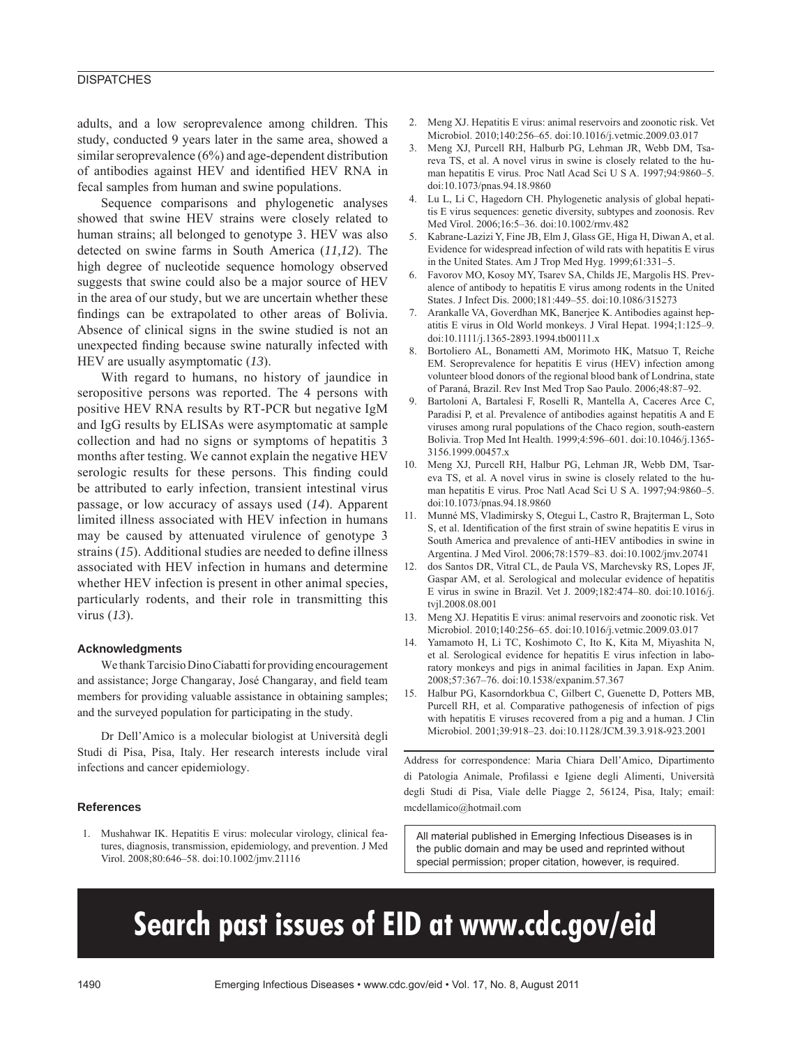adults, and a low seroprevalence among children. This study, conducted 9 years later in the same area, showed a similar seroprevalence (6%) and age-dependent distribution of antibodies against HEV and identified HEV RNA in fecal samples from human and swine populations.

Sequence comparisons and phylogenetic analyses showed that swine HEV strains were closely related to human strains; all belonged to genotype 3. HEV was also detected on swine farms in South America (*11,12*). The high degree of nucleotide sequence homology observed suggests that swine could also be a major source of HEV in the area of our study, but we are uncertain whether these findings can be extrapolated to other areas of Bolivia. Absence of clinical signs in the swine studied is not an unexpected finding because swine naturally infected with HEV are usually asymptomatic (*13*).

With regard to humans, no history of jaundice in seropositive persons was reported. The 4 persons with positive HEV RNA results by RT-PCR but negative IgM and IgG results by ELISAs were asymptomatic at sample collection and had no signs or symptoms of hepatitis 3 months after testing. We cannot explain the negative HEV serologic results for these persons. This finding could be attributed to early infection, transient intestinal virus passage, or low accuracy of assays used (*14*). Apparent limited illness associated with HEV infection in humans may be caused by attenuated virulence of genotype 3 strains (*15*). Additional studies are needed to define illness associated with HEV infection in humans and determine whether HEV infection is present in other animal species, particularly rodents, and their role in transmitting this virus (*13*).

### Acknowledgments

We thank Tarcisio Dino Ciabatti for providing encouragement and assistance; Jorge Changaray, José Changaray, and field team members for providing valuable assistance in obtaining samples; and the surveyed population for participating in the study.

Dr Dell'Amico is a molecular biologist at Università degli Studi di Pisa, Pisa, Italy. Her research interests include viral infections and cancer epidemiology.

### References

1. Mushahwar IK. Hepatitis E virus: molecular virology, clinical features, diagnosis, transmission, epidemiology, and prevention. J Med Virol. 2008;80:646–58. doi:10.1002/jmv.21116
2. Meng XJ. Hepatitis E virus: animal reservoirs and zoonotic risk. Vet Microbiol. 2010;140:256–65. doi:10.1016/j.vetmic.2009.03.017
3. Meng XJ, Purcell RH, Halburb PG, Lehman JR, Webb DM, Tsareva TS, et al. A novel virus in swine is closely related to the human hepatitis E virus. Proc Natl Acad Sci U S A. 1997;94:9860–5. doi:10.1073/pnas.94.18.9860
4. Lu L, Li C, Hagedorn CH. Phylogenetic analysis of global hepatitis E virus sequences: genetic diversity, subtypes and zoonosis. Rev Med Virol. 2006;16:5–36. doi:10.1002/rmv.482
5. Kabrane-Lazizi Y, Fine JB, Elm J, Glass GE, Higa H, Diwan A, et al. Evidence for widespread infection of wild rats with hepatitis E virus in the United States. Am J Trop Med Hyg. 1999;61:331–5.
6. Favorov MO, Kosoy MY, Tsarev SA, Childs JE, Margolis HS. Prevalence of antibody to hepatitis E virus among rodents in the United States. J Infect Dis. 2000;181:449–55. doi:10.1086/315273
7. Arankalle VA, Goverdhan MK, Banerjee K. Antibodies against hepatitis E virus in Old World monkeys. J Viral Hepat. 1994;1:125–9. doi:10.1111/j.1365-2893.1994.tb00111.x
8. Bortoliero AL, Bonametti AM, Morimoto HK, Matsuo T, Reiche EM. Seroprevalence for hepatitis E virus (HEV) infection among volunteer blood donors of the regional blood bank of Londrina, state of Paraná, Brazil. Rev Inst Med Trop Sao Paulo. 2006;48:87–92.
9. Bartoloni A, Bartalesi F, Roselli R, Mantella A, Caceres Arce C, Paradisi P, et al. Prevalence of antibodies against hepatitis A and E viruses among rural populations of the Chaco region, south-eastern Bolivia. Trop Med Int Health. 1999;4:596–601. doi:10.1046/j.1365-3156.1999.00457.x
10. Meng XJ, Purcell RH, Halbur PG, Lehman JR, Webb DM, Tsareva TS, et al. A novel virus in swine is closely related to the human hepatitis E virus. Proc Natl Acad Sci U S A. 1997;94:9860–5. doi:10.1073/pnas.94.18.9860
11. Munné MS, Vladimirsky S, Otegui L, Castro R, Brajterman L, Soto S, et al. Identification of the first strain of swine hepatitis E virus in South America and prevalence of anti-HEV antibodies in swine in Argentina. J Med Virol. 2006;78:1579–83. doi:10.1002/jmv.20741
12. dos Santos DR, Vitral CL, de Paula VS, Marchevsky RS, Lopes JF, Gaspar AM, et al. Serological and molecular evidence of hepatitis E virus in swine in Brazil. Vet J. 2009;182:474–80. doi:10.1016/j.tvjl.2008.08.001
13. Meng XJ. Hepatitis E virus: animal reservoirs and zoonotic risk. Vet Microbiol. 2010;140:256–65. doi:10.1016/j.vetmic.2009.03.017
14. Yamamoto H, Li TC, Koshimoto C, Ito K, Kita M, Miyashita N, et al. Serological evidence for hepatitis E virus infection in laboratory monkeys and pigs in animal facilities in Japan. Exp Anim. 2008;57:367–76. doi:10.1538/expanim.57.367
15. Halbur PG, Kasorndorkbua C, Gilbert C, Guenette D, Potters MB, Purcell RH, et al. Comparative pathogenesis of infection of pigs with hepatitis E viruses recovered from a pig and a human. J Clin Microbiol. 2001;39:918–23. doi:10.1128/JCM.39.3.918-923.2001

Address for correspondence: Maria Chiara Dell'Amico, Dipartimento di Patologia Animale, Profilassi e Igiene degli Alimenti, Università degli Studi di Pisa, Viale delle Piagge 2, 56124, Pisa, Italy; email: mcdellamico@hotmail.com

All material published in Emerging Infectious Diseases is in the public domain and may be used and reprinted without special permission; proper citation, however, is required.

**Search past issues of EID at www.cdc.gov/eid**